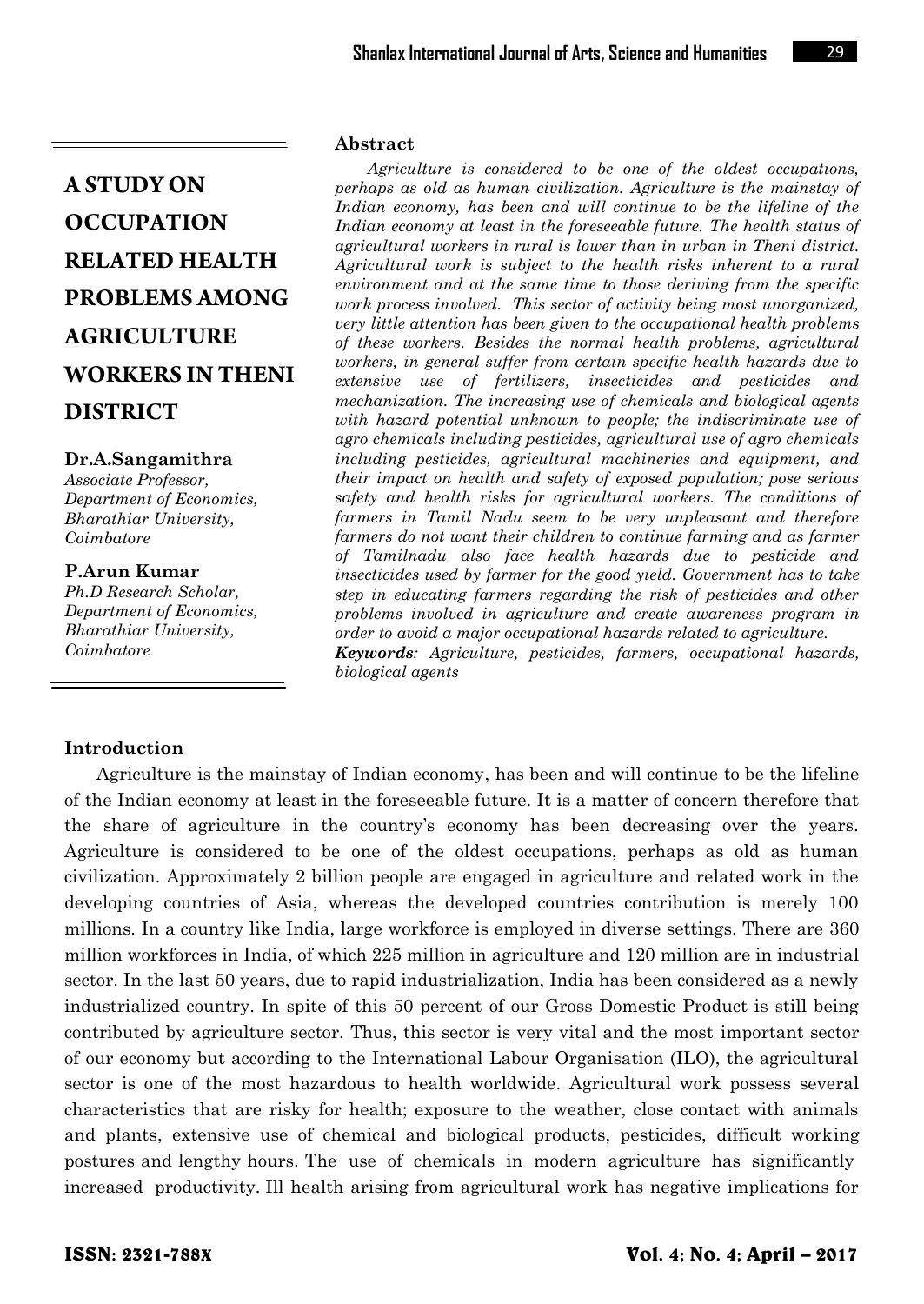# A STUDY ON OCCUPATION RELATED HEALTH PROBLEMS AMONG AGRICULTURE WORKERS IN THENI DISTRICT

**Dr.A.Sangamithra**
*Associate Professor,*
*Department of Economics,*
*Bharathiar University,*
*Coimbatore*

**P.Arun Kumar**
*Ph.D Research Scholar,*
*Department of Economics,*
*Bharathiar University,*
*Coimbatore*

### Abstract

*Agriculture is considered to be one of the oldest occupations, perhaps as old as human civilization. Agriculture is the mainstay of Indian economy, has been and will continue to be the lifeline of the Indian economy at least in the foreseeable future. The health status of agricultural workers in rural is lower than in urban in Theni district. Agricultural work is subject to the health risks inherent to a rural environment and at the same time to those deriving from the specific work process involved. This sector of activity being most unorganized, very little attention has been given to the occupational health problems of these workers. Besides the normal health problems, agricultural workers, in general suffer from certain specific health hazards due to extensive use of fertilizers, insecticides and pesticides and mechanization. The increasing use of chemicals and biological agents with hazard potential unknown to people; the indiscriminate use of agro chemicals including pesticides, agricultural use of agro chemicals including pesticides, agricultural machineries and equipment, and their impact on health and safety of exposed population; pose serious safety and health risks for agricultural workers. The conditions of farmers in Tamil Nadu seem to be very unpleasant and therefore farmers do not want their children to continue farming and as farmer of Tamilnadu also face health hazards due to pesticide and insecticides used by farmer for the good yield. Government has to take step in educating farmers regarding the risk of pesticides and other problems involved in agriculture and create awareness program in order to avoid a major occupational hazards related to agriculture.*

***Keywords****: Agriculture, pesticides, farmers, occupational hazards, biological agents*

### Introduction

Agriculture is the mainstay of Indian economy, has been and will continue to be the lifeline of the Indian economy at least in the foreseeable future. It is a matter of concern therefore that the share of agriculture in the country's economy has been decreasing over the years. Agriculture is considered to be one of the oldest occupations, perhaps as old as human civilization. Approximately 2 billion people are engaged in agriculture and related work in the developing countries of Asia, whereas the developed countries contribution is merely 100 millions. In a country like India, large workforce is employed in diverse settings. There are 360 million workforces in India, of which 225 million in agriculture and 120 million are in industrial sector. In the last 50 years, due to rapid industrialization, India has been considered as a newly industrialized country. In spite of this 50 percent of our Gross Domestic Product is still being contributed by agriculture sector. Thus, this sector is very vital and the most important sector of our economy but according to the International Labour Organisation (ILO), the agricultural sector is one of the most hazardous to health worldwide. Agricultural work possess several characteristics that are risky for health; exposure to the weather, close contact with animals and plants, extensive use of chemical and biological products, pesticides, difficult working postures and lengthy hours. The use of chemicals in modern agriculture has significantly increased productivity. Ill health arising from agricultural work has negative implications for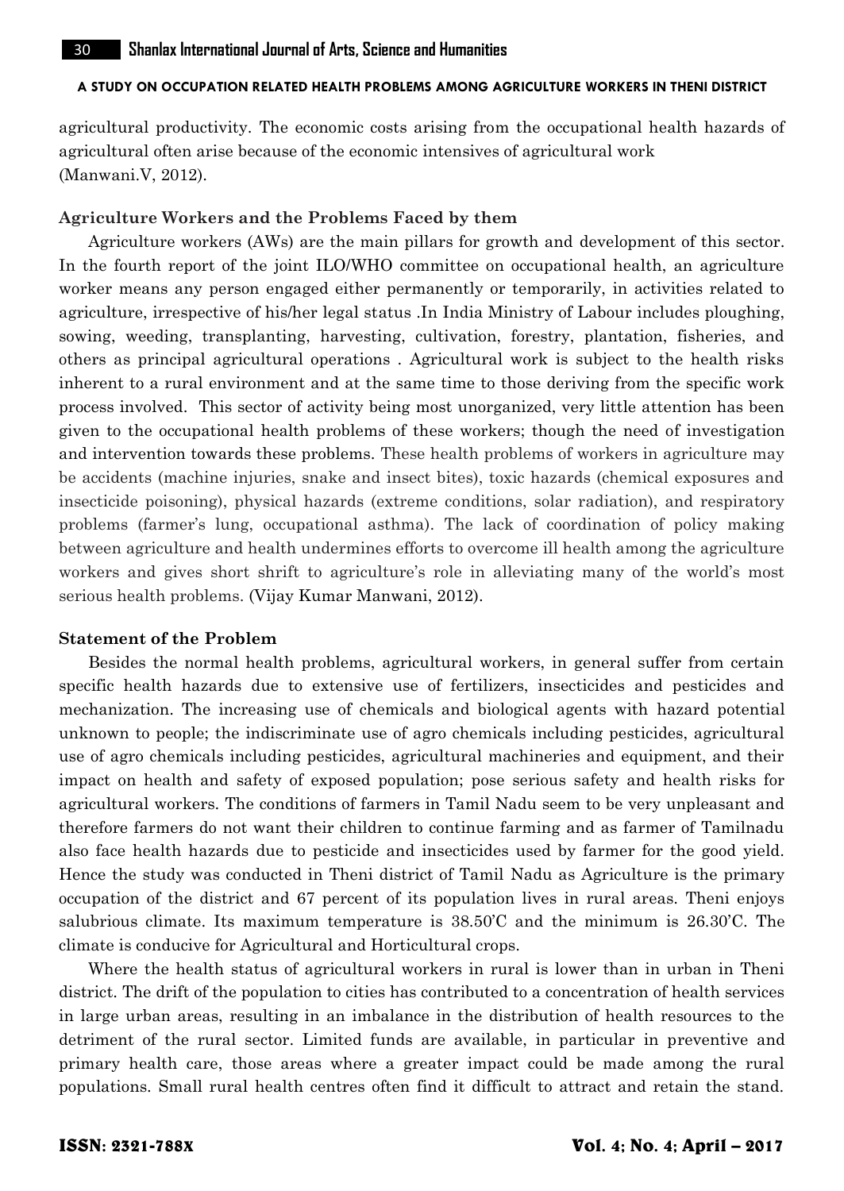agricultural productivity. The economic costs arising from the occupational health hazards of agricultural often arise because of the economic intensives of agricultural work (Manwani.V, 2012).

### Agriculture Workers and the Problems Faced by them

Agriculture workers (AWs) are the main pillars for growth and development of this sector. In the fourth report of the joint ILO/WHO committee on occupational health, an agriculture worker means any person engaged either permanently or temporarily, in activities related to agriculture, irrespective of his/her legal status .In India Ministry of Labour includes ploughing, sowing, weeding, transplanting, harvesting, cultivation, forestry, plantation, fisheries, and others as principal agricultural operations . Agricultural work is subject to the health risks inherent to a rural environment and at the same time to those deriving from the specific work process involved. This sector of activity being most unorganized, very little attention has been given to the occupational health problems of these workers; though the need of investigation and intervention towards these problems. These health problems of workers in agriculture may be accidents (machine injuries, snake and insect bites), toxic hazards (chemical exposures and insecticide poisoning), physical hazards (extreme conditions, solar radiation), and respiratory problems (farmer's lung, occupational asthma). The lack of coordination of policy making between agriculture and health undermines efforts to overcome ill health among the agriculture workers and gives short shrift to agriculture's role in alleviating many of the world's most serious health problems. (Vijay Kumar Manwani, 2012).

### Statement of the Problem

Besides the normal health problems, agricultural workers, in general suffer from certain specific health hazards due to extensive use of fertilizers, insecticides and pesticides and mechanization. The increasing use of chemicals and biological agents with hazard potential unknown to people; the indiscriminate use of agro chemicals including pesticides, agricultural use of agro chemicals including pesticides, agricultural machineries and equipment, and their impact on health and safety of exposed population; pose serious safety and health risks for agricultural workers. The conditions of farmers in Tamil Nadu seem to be very unpleasant and therefore farmers do not want their children to continue farming and as farmer of Tamilnadu also face health hazards due to pesticide and insecticides used by farmer for the good yield. Hence the study was conducted in Theni district of Tamil Nadu as Agriculture is the primary occupation of the district and 67 percent of its population lives in rural areas. Theni enjoys salubrious climate. Its maximum temperature is 38.50'C and the minimum is 26.30'C. The climate is conducive for Agricultural and Horticultural crops.

Where the health status of agricultural workers in rural is lower than in urban in Theni district. The drift of the population to cities has contributed to a concentration of health services in large urban areas, resulting in an imbalance in the distribution of health resources to the detriment of the rural sector. Limited funds are available, in particular in preventive and primary health care, those areas where a greater impact could be made among the rural populations. Small rural health centres often find it difficult to attract and retain the stand.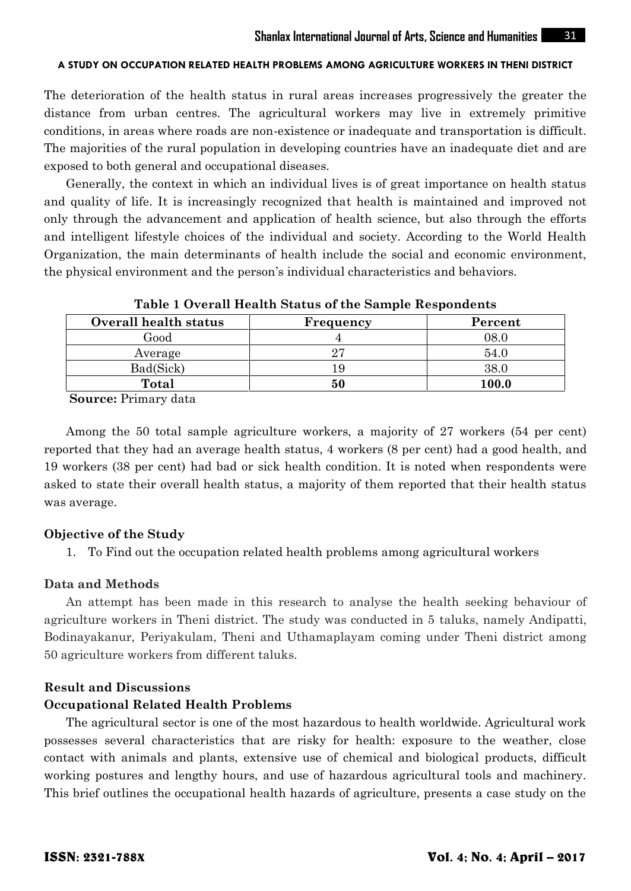The deterioration of the health status in rural areas increases progressively the greater the distance from urban centres. The agricultural workers may live in extremely primitive conditions, in areas where roads are non-existence or inadequate and transportation is difficult. The majorities of the rural population in developing countries have an inadequate diet and are exposed to both general and occupational diseases.

Generally, the context in which an individual lives is of great importance on health status and quality of life. It is increasingly recognized that health is maintained and improved not only through the advancement and application of health science, but also through the efforts and intelligent lifestyle choices of the individual and society. According to the World Health Organization, the main determinants of health include the social and economic environment, the physical environment and the person's individual characteristics and behaviors.

**Table 1 Overall Health Status of the Sample Respondents**

| Overall health status | Frequency | Percent |
|---|---|---|
| Good | 4 | 08.0 |
| Average | 27 | 54.0 |
| Bad(Sick) | 19 | 38.0 |
| **Total** | **50** | **100.0** |

**Source:** Primary data

Among the 50 total sample agriculture workers, a majority of 27 workers (54 per cent) reported that they had an average health status, 4 workers (8 per cent) had a good health, and 19 workers (38 per cent) had bad or sick health condition. It is noted when respondents were asked to state their overall health status, a majority of them reported that their health status was average.

### Objective of the Study

1. To Find out the occupation related health problems among agricultural workers

### Data and Methods

An attempt has been made in this research to analyse the health seeking behaviour of agriculture workers in Theni district. The study was conducted in 5 taluks, namely Andipatti, Bodinayakanur, Periyakulam, Theni and Uthamaplayam coming under Theni district among 50 agriculture workers from different taluks.

### Result and Discussions

### Occupational Related Health Problems

The agricultural sector is one of the most hazardous to health worldwide. Agricultural work possesses several characteristics that are risky for health: exposure to the weather, close contact with animals and plants, extensive use of chemical and biological products, difficult working postures and lengthy hours, and use of hazardous agricultural tools and machinery. This brief outlines the occupational health hazards of agriculture, presents a case study on the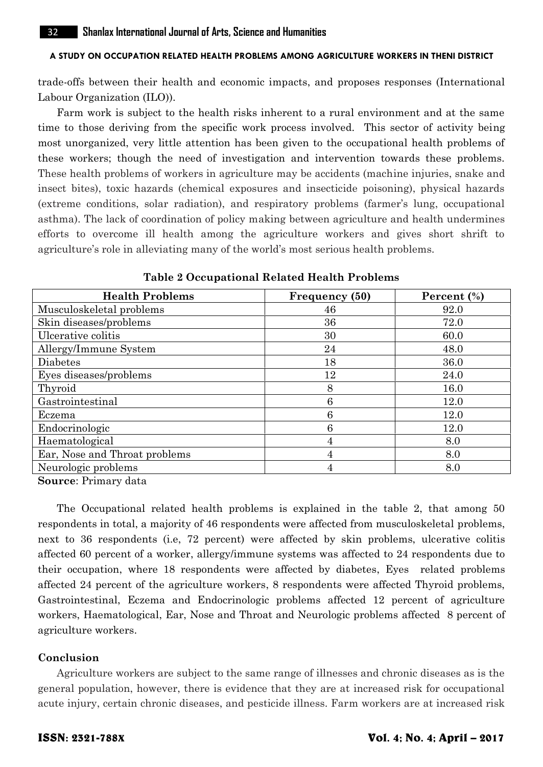trade-offs between their health and economic impacts, and proposes responses (International Labour Organization (ILO)).

Farm work is subject to the health risks inherent to a rural environment and at the same time to those deriving from the specific work process involved. This sector of activity being most unorganized, very little attention has been given to the occupational health problems of these workers; though the need of investigation and intervention towards these problems. These health problems of workers in agriculture may be accidents (machine injuries, snake and insect bites), toxic hazards (chemical exposures and insecticide poisoning), physical hazards (extreme conditions, solar radiation), and respiratory problems (farmer's lung, occupational asthma). The lack of coordination of policy making between agriculture and health undermines efforts to overcome ill health among the agriculture workers and gives short shrift to agriculture's role in alleviating many of the world's most serious health problems.

**Table 2 Occupational Related Health Problems**

| Health Problems | Frequency (50) | Percent (%) |
|---|---|---|
| Musculoskeletal problems | 46 | 92.0 |
| Skin diseases/problems | 36 | 72.0 |
| Ulcerative colitis | 30 | 60.0 |
| Allergy/Immune System | 24 | 48.0 |
| Diabetes | 18 | 36.0 |
| Eyes diseases/problems | 12 | 24.0 |
| Thyroid | 8 | 16.0 |
| Gastrointestinal | 6 | 12.0 |
| Eczema | 6 | 12.0 |
| Endocrinologic | 6 | 12.0 |
| Haematological | 4 | 8.0 |
| Ear, Nose and Throat problems | 4 | 8.0 |
| Neurologic problems | 4 | 8.0 |

**Source**: Primary data

The Occupational related health problems is explained in the table 2, that among 50 respondents in total, a majority of 46 respondents were affected from musculoskeletal problems, next to 36 respondents (i.e, 72 percent) were affected by skin problems, ulcerative colitis affected 60 percent of a worker, allergy/immune systems was affected to 24 respondents due to their occupation, where 18 respondents were affected by diabetes, Eyes related problems affected 24 percent of the agriculture workers, 8 respondents were affected Thyroid problems, Gastrointestinal, Eczema and Endocrinologic problems affected 12 percent of agriculture workers, Haematological, Ear, Nose and Throat and Neurologic problems affected 8 percent of agriculture workers.

### Conclusion

Agriculture workers are subject to the same range of illnesses and chronic diseases as is the general population, however, there is evidence that they are at increased risk for occupational acute injury, certain chronic diseases, and pesticide illness. Farm workers are at increased risk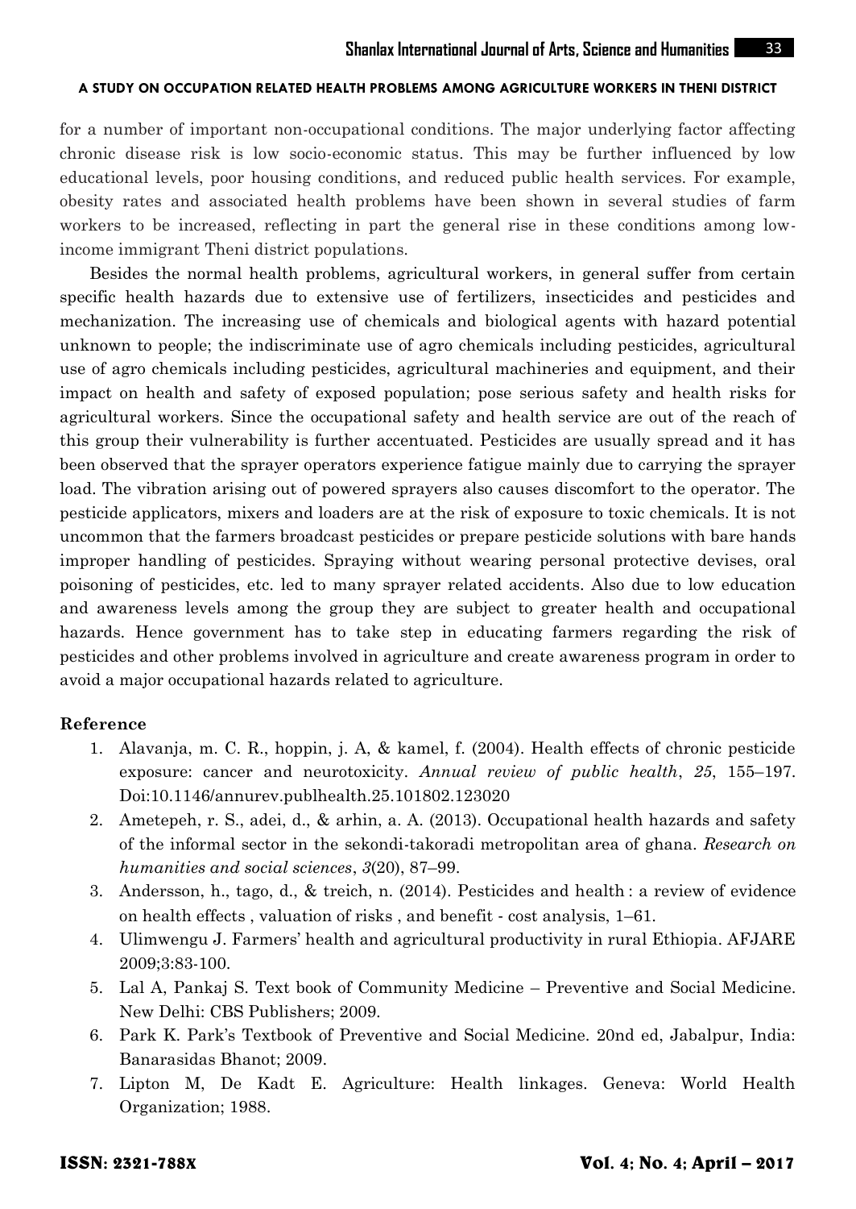for a number of important non-occupational conditions. The major underlying factor affecting chronic disease risk is low socio-economic status. This may be further influenced by low educational levels, poor housing conditions, and reduced public health services. For example, obesity rates and associated health problems have been shown in several studies of farm workers to be increased, reflecting in part the general rise in these conditions among low-income immigrant Theni district populations.

Besides the normal health problems, agricultural workers, in general suffer from certain specific health hazards due to extensive use of fertilizers, insecticides and pesticides and mechanization. The increasing use of chemicals and biological agents with hazard potential unknown to people; the indiscriminate use of agro chemicals including pesticides, agricultural use of agro chemicals including pesticides, agricultural machineries and equipment, and their impact on health and safety of exposed population; pose serious safety and health risks for agricultural workers. Since the occupational safety and health service are out of the reach of this group their vulnerability is further accentuated. Pesticides are usually spread and it has been observed that the sprayer operators experience fatigue mainly due to carrying the sprayer load. The vibration arising out of powered sprayers also causes discomfort to the operator. The pesticide applicators, mixers and loaders are at the risk of exposure to toxic chemicals. It is not uncommon that the farmers broadcast pesticides or prepare pesticide solutions with bare hands improper handling of pesticides. Spraying without wearing personal protective devises, oral poisoning of pesticides, etc. led to many sprayer related accidents. Also due to low education and awareness levels among the group they are subject to greater health and occupational hazards. Hence government has to take step in educating farmers regarding the risk of pesticides and other problems involved in agriculture and create awareness program in order to avoid a major occupational hazards related to agriculture.

**Reference**

1. Alavanja, m. C. R., hoppin, j. A, & kamel, f. (2004). Health effects of chronic pesticide exposure: cancer and neurotoxicity. *Annual review of public health*, *25*, 155–197. Doi:10.1146/annurev.publhealth.25.101802.123020
2. Ametepeh, r. S., adei, d., & arhin, a. A. (2013). Occupational health hazards and safety of the informal sector in the sekondi-takoradi metropolitan area of ghana. *Research on humanities and social sciences*, *3*(20), 87–99.
3. Andersson, h., tago, d., & treich, n. (2014). Pesticides and health : a review of evidence on health effects , valuation of risks , and benefit - cost analysis, 1–61.
4. Ulimwengu J. Farmers' health and agricultural productivity in rural Ethiopia. AFJARE 2009;3:83-100.
5. Lal A, Pankaj S. Text book of Community Medicine – Preventive and Social Medicine. New Delhi: CBS Publishers; 2009.
6. Park K. Park's Textbook of Preventive and Social Medicine. 20nd ed, Jabalpur, India: Banarasidas Bhanot; 2009.
7. Lipton M, De Kadt E. Agriculture: Health linkages. Geneva: World Health Organization; 1988.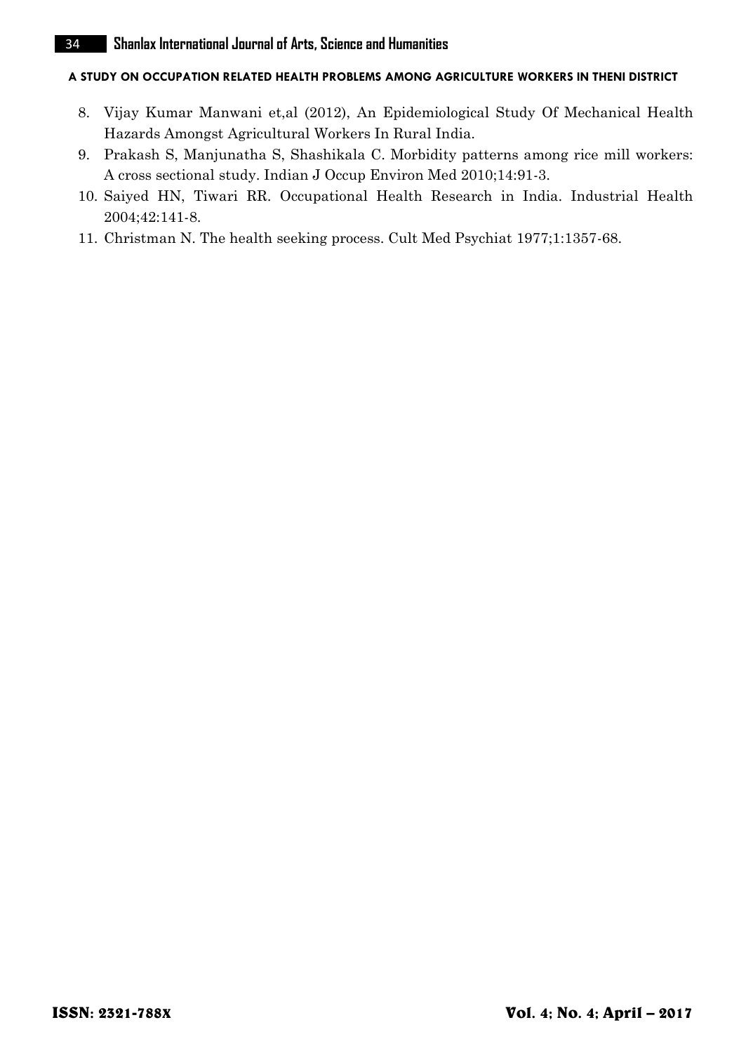8. Vijay Kumar Manwani et,al (2012), An Epidemiological Study Of Mechanical Health Hazards Amongst Agricultural Workers In Rural India.
9. Prakash S, Manjunatha S, Shashikala C. Morbidity patterns among rice mill workers: A cross sectional study. Indian J Occup Environ Med 2010;14:91-3.
10. Saiyed HN, Tiwari RR. Occupational Health Research in India. Industrial Health 2004;42:141-8.
11. Christman N. The health seeking process. Cult Med Psychiat 1977;1:1357-68.